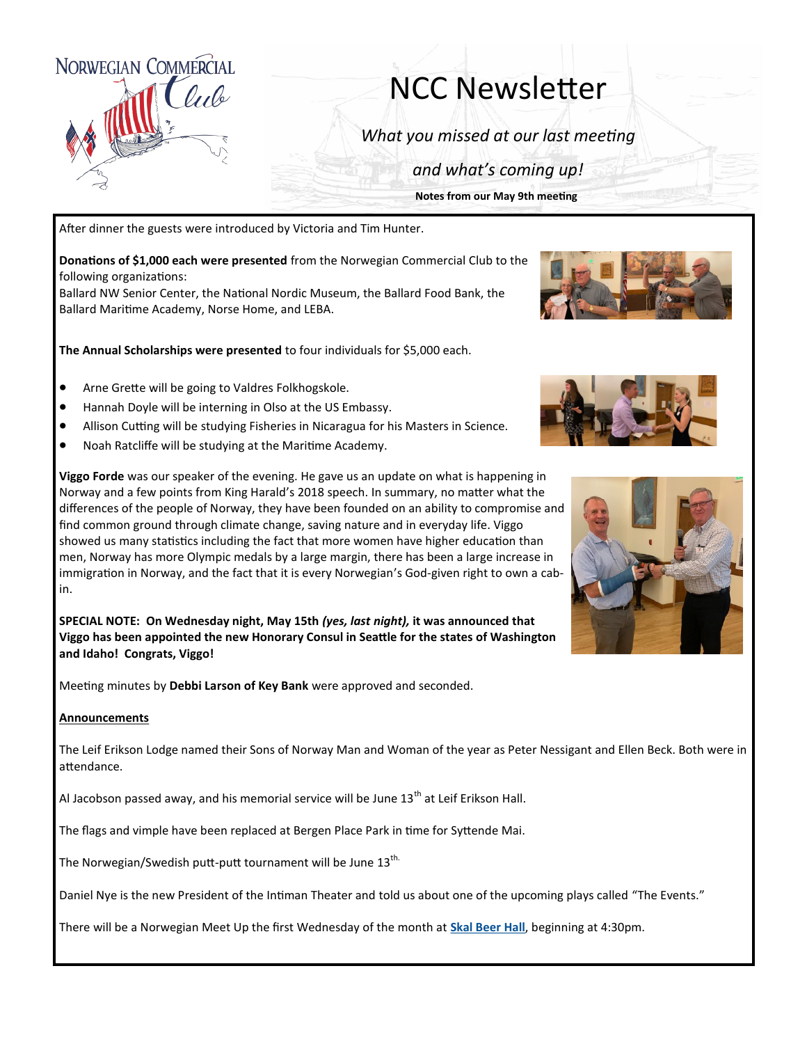NORWEGIAN COMMERCIAL Club

# NCC Newsletter

*What you missed at our last meeting*

*and what's coming up!*

**Notes from our May 9th meeting**

After dinner the guests were introduced by Victoria and Tim Hunter.

**Donations of $1,000 each were presented** from the Norwegian Commercial Club to the following organizations:
Ballard NW Senior Center, the National Nordic Museum, the Ballard Food Bank, the Ballard Maritime Academy, Norse Home, and LEBA.

**The Annual Scholarships were presented** to four individuals for $5,000 each.

- Arne Grette will be going to Valdres Folkhogskole.
- Hannah Doyle will be interning in Olso at the US Embassy.
- Allison Cutting will be studying Fisheries in Nicaragua for his Masters in Science.
- Noah Ratcliffe will be studying at the Maritime Academy.

**Viggo Forde** was our speaker of the evening. He gave us an update on what is happening in Norway and a few points from King Harald's 2018 speech. In summary, no matter what the differences of the people of Norway, they have been founded on an ability to compromise and find common ground through climate change, saving nature and in everyday life. Viggo showed us many statistics including the fact that more women have higher education than men, Norway has more Olympic medals by a large margin, there has been a large increase in immigration in Norway, and the fact that it is every Norwegian's God-given right to own a cabin.

**SPECIAL NOTE: On Wednesday night, May 15th *(yes, last night),* it was announced that Viggo has been appointed the new Honorary Consul in Seattle for the states of Washington and Idaho! Congrats, Viggo!**

Meeting minutes by **Debbi Larson of Key Bank** were approved and seconded.

**Announcements**

The Leif Erikson Lodge named their Sons of Norway Man and Woman of the year as Peter Nessigant and Ellen Beck. Both were in attendance.

Al Jacobson passed away, and his memorial service will be June 13th at Leif Erikson Hall.

The flags and vimple have been replaced at Bergen Place Park in time for Syttende Mai.

The Norwegian/Swedish putt-putt tournament will be June 13th.

Daniel Nye is the new President of the Intiman Theater and told us about one of the upcoming plays called "The Events."

There will be a Norwegian Meet Up the first Wednesday of the month at Skal Beer Hall, beginning at 4:30pm.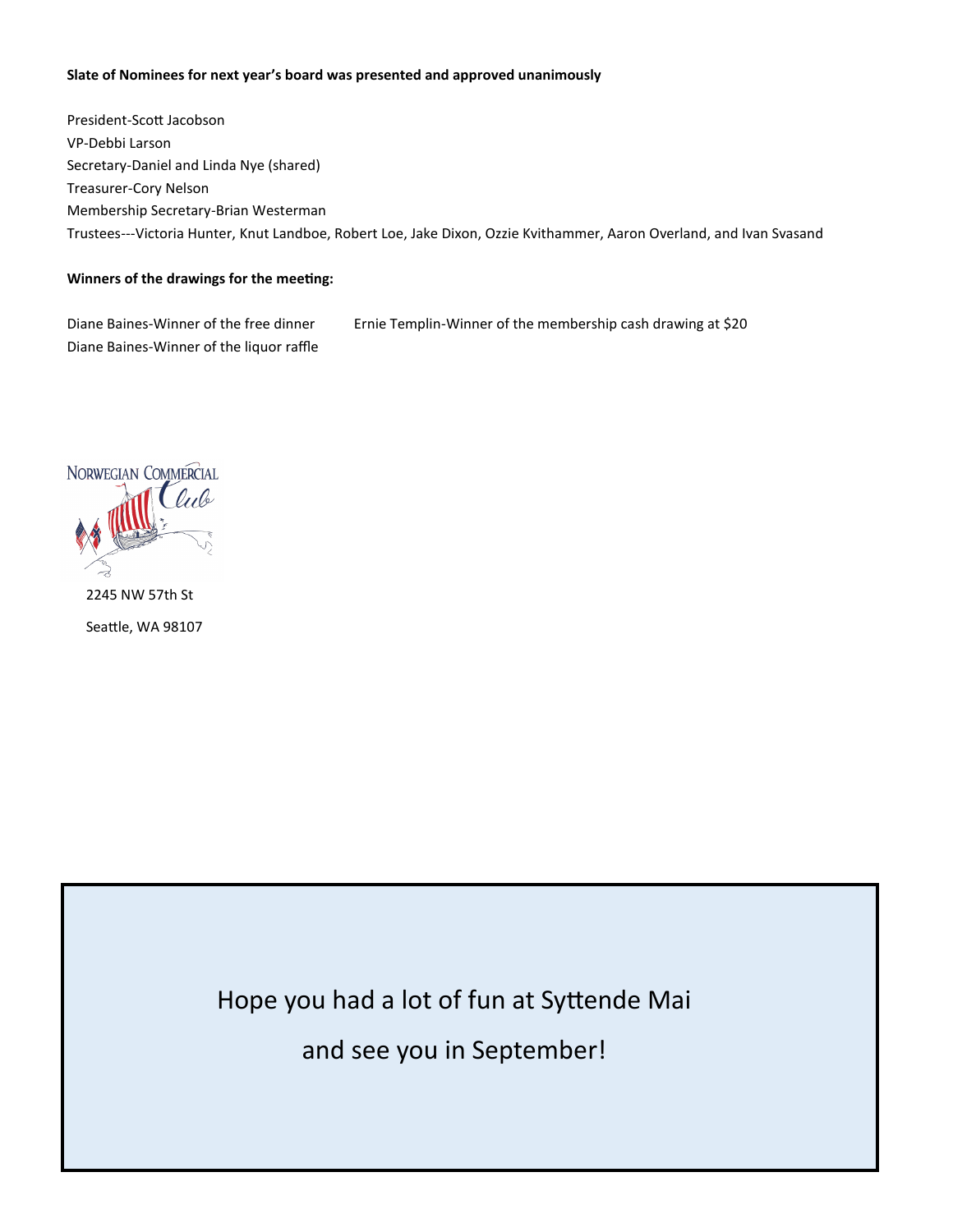**Slate of Nominees for next year's board was presented and approved unanimously**

President-Scott Jacobson
VP-Debbi Larson
Secretary-Daniel and Linda Nye (shared)
Treasurer-Cory Nelson
Membership Secretary-Brian Westerman
Trustees---Victoria Hunter, Knut Landboe, Robert Loe, Jake Dixon, Ozzie Kvithammer, Aaron Overland, and Ivan Svasand

**Winners of the drawings for the meeting:**

Diane Baines-Winner of the free dinner
Diane Baines-Winner of the liquor raffle
Ernie Templin-Winner of the membership cash drawing at $20

NORWEGIAN COMMERCIAL Club

2245 NW 57th St
Seattle, WA 98107

Hope you had a lot of fun at Syttende Mai

and see you in September!